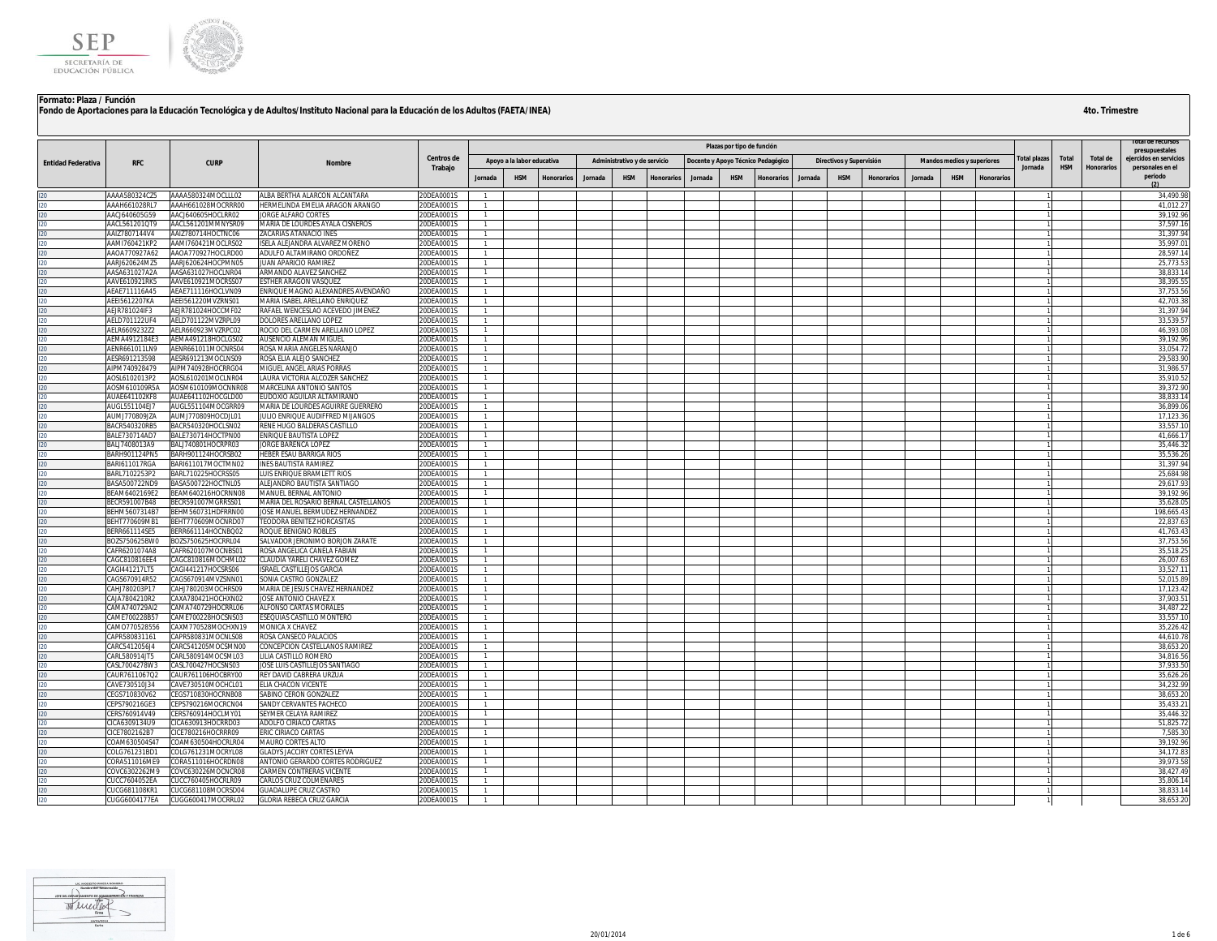**Formato: Plaza / Función**

**Fondo de Aportaciones para la Educación Tecnológica y de Adultos/Instituto Nacional para la Educación de los Adultos (FAETA/INEA)**

**4to. Trimestre**

| Entidad Federativa | RFC | CURP | Nombre | Centros de Trabajo | Plazas por tipo de función | | | | | | | | | | | | | | | Total plazas Jornada | Total HSM | Total de Honorarios | Total de recursos presupuestales ejercidos en servicios personales en el periodo (2) |
|---|---|---|---|---|---|---|---|---|---|---|---|---|---|---|---|---|---|---|---|---|---|---|---|
| | | | | | Apoyo a la labor educativa | | | Administrativo y de servicio | | | Docente y Apoyo Técnico Pedagógico | | | Directivos y Supervisión | | | Mandos medios y superiores | | | | | | |
| | | | | | Jornada | HSM | Honorarios | Jornada | HSM | Honorarios | Jornada | HSM | Honorarios | Jornada | HSM | Honorarios | Jornada | HSM | Honorarios | | | | |
| I20 | AAAA580324CZ5 | AAAA580324MOCLLL02 | ALBA BERTHA ALARCON ALCANTARA | 20DEA0001S | 1 | | | | | | | | | | | | | | | 1 | | | 34,490.98 |
| I20 | AAAH661028RL7 | AAAH661028MOCRRR00 | HERMELINDA EMELIA ARAGON ARANGO | 20DEA0001S | 1 | | | | | | | | | | | | | | | 1 | | | 41,012.27 |
| I20 | AACJ640605G59 | AACJ640605HOCLRR02 | JORGE ALFARO CORTES | 20DEA0001S | 1 | | | | | | | | | | | | | | | 1 | | | 39,192.96 |
| I20 | AACL561201QT9 | AACL561201MMNYSR09 | MARIA DE LOURDES AYALA CISNEROS | 20DEA0001S | 1 | | | | | | | | | | | | | | | 1 | | | 37,597.16 |
| I20 | AAIZ7807144V4 | AAIZ780714HOCTNC06 | ZACARIAS ATANACIO INES | 20DEA0001S | 1 | | | | | | | | | | | | | | | 1 | | | 31,397.94 |
| I20 | AAMI760421KP2 | AAMI760421MOCLRS02 | ISELA ALEJANDRA ALVAREZ MORENO | 20DEA0001S | 1 | | | | | | | | | | | | | | | 1 | | | 35,997.01 |
| I20 | AAOA770927A62 | AAOA770927HOCLRD00 | ADULFO ALTAMIRANO ORDOÑEZ | 20DEA0001S | 1 | | | | | | | | | | | | | | | 1 | | | 28,597.14 |
| I20 | AARJ620624MZ5 | AARJ620624HOCPMN05 | JUAN APARICIO RAMIREZ | 20DEA0001S | 1 | | | | | | | | | | | | | | | 1 | | | 25,773.53 |
| I20 | AASA631027A2A | AASA631027HOCLNR04 | ARMANDO ALAVEZ SANCHEZ | 20DEA0001S | 1 | | | | | | | | | | | | | | | 1 | | | 38,833.14 |
| I20 | AAVE610921RK5 | AAVE610921MOCRSS07 | ESTHER ARAGON VASQUEZ | 20DEA0001S | 1 | | | | | | | | | | | | | | | 1 | | | 38,395.55 |
| I20 | AEAE711116A45 | AEAE711116HOCLVN09 | ENRIQUE MAGNO ALEXANDRES AVENDAÑO | 20DEA0001S | 1 | | | | | | | | | | | | | | | 1 | | | 37,753.56 |
| I20 | AEEI5612207KA | AEEI561220MVZRNS01 | MARIA ISABEL ARELLANO ENRIQUEZ | 20DEA0001S | 1 | | | | | | | | | | | | | | | 1 | | | 42,703.38 |
| I20 | AEJR781024IF3 | AEJR781024HOCCMF02 | RAFAEL WENCESLAO ACEVEDO JIMENEZ | 20DEA0001S | 1 | | | | | | | | | | | | | | | 1 | | | 31,397.94 |
| I20 | AELD701122UF4 | AELD701122MVZRPL09 | DOLORES ARELLANO LOPEZ | 20DEA0001S | 1 | | | | | | | | | | | | | | | 1 | | | 33,539.57 |
| I20 | AELR6609232Z2 | AELR660923MVZRPC02 | ROCIO DEL CARMEN ARELLANO LOPEZ | 20DEA0001S | 1 | | | | | | | | | | | | | | | 1 | | | 46,393.08 |
| I20 | AEMA4912184E3 | AEMA491218HOCLGS02 | AUSENCIO ALEMAN MIGUEL | 20DEA0001S | 1 | | | | | | | | | | | | | | | 1 | | | 39,192.96 |
| I20 | AENR661011LN9 | AENR661011MOCNRS04 | ROSA MARIA ANGELES NARANJO | 20DEA0001S | 1 | | | | | | | | | | | | | | | 1 | | | 33,054.72 |
| I20 | AESR691213598 | AESR691213MOCLNS09 | ROSA ELIA ALEJO SANCHEZ | 20DEA0001S | 1 | | | | | | | | | | | | | | | 1 | | | 29,583.90 |
| I20 | AIPM740928479 | AIPM740928HOCRRG04 | MIGUEL ANGEL ARIAS PORRAS | 20DEA0001S | 1 | | | | | | | | | | | | | | | 1 | | | 31,986.57 |
| I20 | AOSL6102013P2 | AOSL610201MOCLNR04 | LAURA VICTORIA ALCOZER SANCHEZ | 20DEA0001S | 1 | | | | | | | | | | | | | | | 1 | | | 35,910.52 |
| I20 | AOSM610109R5A | AOSM610109MOCNNR08 | MARCELINA ANTONIO SANTOS | 20DEA0001S | 1 | | | | | | | | | | | | | | | 1 | | | 39,372.90 |
| I20 | AUAE641102KF8 | AUAE641102HOCGLD00 | EUDOXIO AGUILAR ALTAMIRANO | 20DEA0001S | 1 | | | | | | | | | | | | | | | 1 | | | 38,833.14 |
| I20 | AUGL551104EJ7 | AUGL551104MOCGRR09 | MARIA DE LOURDES AGUIRRE GUERRERO | 20DEA0001S | 1 | | | | | | | | | | | | | | | 1 | | | 36,899.06 |
| I20 | AUMJ770809JZA | AUMJ770809HOCDJL01 | JULIO ENRIQUE AUDIFFRED MIJANGOS | 20DEA0001S | 1 | | | | | | | | | | | | | | | 1 | | | 17,123.36 |
| I20 | BACR540320RB5 | BACR540320HOCLSN02 | RENE HUGO BALDERAS CASTILLO | 20DEA0001S | 1 | | | | | | | | | | | | | | | 1 | | | 33,557.10 |
| I20 | BALE730714AD7 | BALE730714HOCTPN00 | ENRIQUE BAUTISTA LOPEZ | 20DEA0001S | 1 | | | | | | | | | | | | | | | 1 | | | 41,666.17 |
| I20 | BALJ7408013A9 | BALJ740801HOCRPR03 | JORGE BARENCA LOPEZ | 20DEA0001S | 1 | | | | | | | | | | | | | | | 1 | | | 35,446.32 |
| I20 | BARH901124PN5 | BARH901124HOCRSB02 | HEBER ESAU BARRIGA RIOS | 20DEA0001S | 1 | | | | | | | | | | | | | | | 1 | | | 35,536.26 |
| I20 | BARI611017RGA | BARI611017MOCTMN02 | INES BAUTISTA RAMIREZ | 20DEA0001S | 1 | | | | | | | | | | | | | | | 1 | | | 31,397.94 |
| I20 | BARL7102253P2 | BARL710225HOCRSS05 | LUIS ENRIQUE BRAMLETT RIOS | 20DEA0001S | 1 | | | | | | | | | | | | | | | 1 | | | 25,684.98 |
| I20 | BASA500722ND9 | BASA500722HOCTNL05 | ALEJANDRO BAUTISTA SANTIAGO | 20DEA0001S | 1 | | | | | | | | | | | | | | | 1 | | | 29,617.93 |
| I20 | BEAM6402169E2 | BEAM640216HOCRNN08 | MANUEL BERNAL ANTONIO | 20DEA0001S | 1 | | | | | | | | | | | | | | | 1 | | | 39,192.96 |
| I20 | BECR591007B48 | BECR591007MGRRSS01 | MARIA DEL ROSARIO BERNAL CASTELLANOS | 20DEA0001S | 1 | | | | | | | | | | | | | | | 1 | | | 35,628.05 |
| I20 | BEHM5607314B7 | BEHM560731HDFRRN00 | JOSE MANUEL BERMUDEZ HERNANDEZ | 20DEA0001S | 1 | | | | | | | | | | | | | | | 1 | | | 198,665.43 |
| I20 | BEHT770609MB1 | BEHT770609MOCNRD07 | TEODORA BENITEZ HORCASITAS | 20DEA0001S | 1 | | | | | | | | | | | | | | | 1 | | | 22,837.63 |
| I20 | BERR6611145E5 | BERR661114HOCNBQ02 | ROQUE BENIGNO ROBLES | 20DEA0001S | 1 | | | | | | | | | | | | | | | 1 | | | 41,763.43 |
| I20 | BOZS750625BW0 | BOZS750625HOCRRL04 | SALVADOR JERONIMO BORJON ZARATE | 20DEA0001S | 1 | | | | | | | | | | | | | | | 1 | | | 37,753.56 |
| I20 | CAFR6201074A8 | CAFR620107MOCNBS01 | ROSA ANGELICA CANELA FABIAN | 20DEA0001S | 1 | | | | | | | | | | | | | | | 1 | | | 35,518.25 |
| I20 | CAGC810816EE4 | CAGC810816MOCHML02 | CLAUDIA YARELI CHAVEZ GOMEZ | 20DEA0001S | 1 | | | | | | | | | | | | | | | 1 | | | 26,007.63 |
| I20 | CAGI441217LT5 | CAGI441217HOCSRS06 | ISRAEL CASTILLEJOS GARCIA | 20DEA0001S | 1 | | | | | | | | | | | | | | | 1 | | | 33,527.11 |
| I20 | CAGS670914R52 | CAGS670914MVZSNN01 | SONIA CASTRO GONZALEZ | 20DEA0001S | 1 | | | | | | | | | | | | | | | 1 | | | 52,015.89 |
| I20 | CAHJ780203P17 | CAHJ780203MOCHRS09 | MARIA DE JESUS CHAVEZ HERNANDEZ | 20DEA0001S | 1 | | | | | | | | | | | | | | | 1 | | | 17,123.42 |
| I20 | CAJA7804210R2 | CAXA780421HOCHXN02 | JOSE ANTONIO CHAVEZ X | 20DEA0001S | 1 | | | | | | | | | | | | | | | 1 | | | 37,903.51 |
| I20 | CAMA740729AI2 | CAMA740729HOCRRL06 | ALFONSO CARTAS MORALES | 20DEA0001S | 1 | | | | | | | | | | | | | | | 1 | | | 34,487.22 |
| I20 | CAME700228B57 | CAME700228HOCSNS03 | ESEQUIAS CASTILLO MONTERO | 20DEA0001S | 1 | | | | | | | | | | | | | | | 1 | | | 33,557.10 |
| I20 | CAMO770528556 | CAXM770528MOCHXN19 | MONICA X CHAVEZ | 20DEA0001S | 1 | | | | | | | | | | | | | | | 1 | | | 35,226.42 |
| I20 | CAPR580831161 | CAPR580831MOCNLS08 | ROSA CANSECO PALACIOS | 20DEA0001S | 1 | | | | | | | | | | | | | | | 1 | | | 44,610.78 |
| I20 | CARC5412056J4 | CARC541205MOCSMN00 | CONCEPCION CASTELLANOS RAMIREZ | 20DEA0001S | 1 | | | | | | | | | | | | | | | 1 | | | 38,653.20 |
| I20 | CARL580914JT5 | CARL580914MOCSML03 | LILIA CASTILLO ROMERO | 20DEA0001S | 1 | | | | | | | | | | | | | | | 1 | | | 34,816.56 |
| I20 | CASL7004278W3 | CASL700427HOCSNS03 | JOSE LUIS CASTILLEJOS SANTIAGO | 20DEA0001S | 1 | | | | | | | | | | | | | | | 1 | | | 37,933.50 |
| I20 | CAUR7611067Q2 | CAUR761106HOCBRY00 | REY DAVID CABRERA URZUA | 20DEA0001S | 1 | | | | | | | | | | | | | | | 1 | | | 35,626.26 |
| I20 | CAVE730510J34 | CAVE730510MOCHCL01 | ELIA CHACON VICENTE | 20DEA0001S | 1 | | | | | | | | | | | | | | | 1 | | | 34,232.99 |
| I20 | CEGS710830V62 | CEGS710830HOCRNB08 | SABINO CERON GONZALEZ | 20DEA0001S | 1 | | | | | | | | | | | | | | | 1 | | | 38,653.20 |
| I20 | CEPS790216GE3 | CEPS790216MOCRCN04 | SANDY CERVANTES PACHECO | 20DEA0001S | 1 | | | | | | | | | | | | | | | 1 | | | 35,433.21 |
| I20 | CERS760914V49 | CERS760914HOCLMY01 | SEYMER CELAYA RAMIREZ | 20DEA0001S | 1 | | | | | | | | | | | | | | | 1 | | | 35,446.32 |
| I20 | CICA6309134U9 | CICA630913HOCRRD03 | ADOLFO CIRIACO CARTAS | 20DEA0001S | 1 | | | | | | | | | | | | | | | 1 | | | 51,825.72 |
| I20 | CICE7802162B7 | CICE780216HOCRRR09 | ERIC CIRIACO CARTAS | 20DEA0001S | 1 | | | | | | | | | | | | | | | 1 | | | 7,585.30 |
| I20 | COAM630504S47 | COAM630504HOCLRR04 | MAURO CORTES ALTO | 20DEA0001S | 1 | | | | | | | | | | | | | | | 1 | | | 39,192.96 |
| I20 | COLG761231BD1 | COLG761231MOCRYL08 | GLADYS JACCIRY CORTES LEYVA | 20DEA0001S | 1 | | | | | | | | | | | | | | | 1 | | | 34,172.83 |
| I20 | CORA511016ME9 | CORA511016HOCRDN08 | ANTONIO GERARDO CORTES RODRIGUEZ | 20DEA0001S | 1 | | | | | | | | | | | | | | | 1 | | | 39,973.58 |
| I20 | COVC6302262M9 | COVC630226MOCNCR08 | CARMEN CONTRERAS VICENTE | 20DEA0001S | 1 | | | | | | | | | | | | | | | 1 | | | 38,427.49 |
| I20 | CUCC7604052EA | CUCC760405HOCRLR09 | CARLOS CRUZ COLMENARES | 20DEA0001S | 1 | | | | | | | | | | | | | | | 1 | | | 35,806.14 |
| I20 | CUCG681108KR1 | CUCG681108MOCRSD04 | GUADALUPE CRUZ CASTRO | 20DEA0001S | 1 | | | | | | | | | | | | | | | 1 | | | 38,833.14 |
| I20 | CUGG6004177EA | CUGG600417MOCRRL02 | GLORIA REBECA CRUZ GARCIA | 20DEA0001S | 1 | | | | | | | | | | | | | | | 1 | | | 38,653.20 |

20/01/2014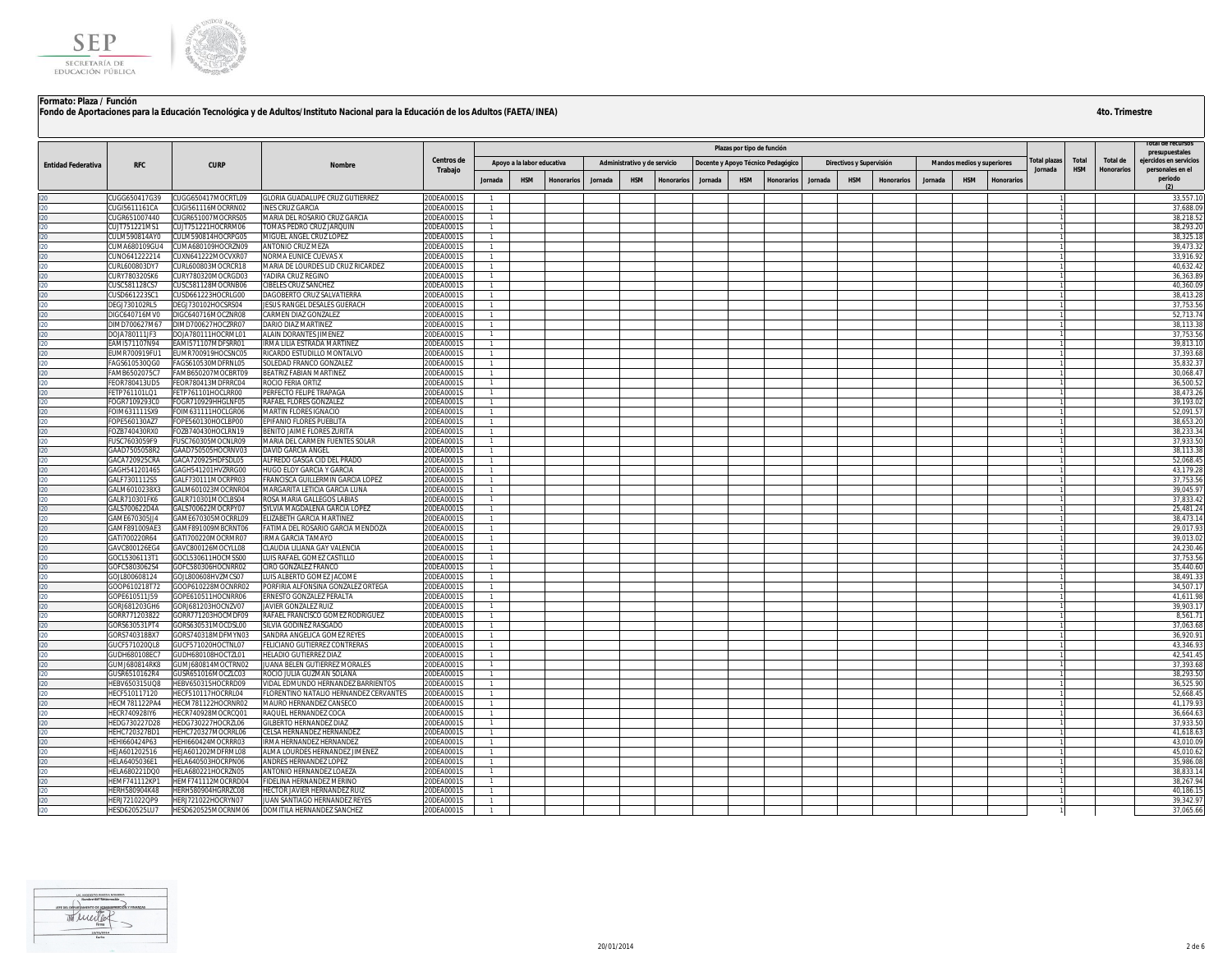**Formato: Plaza / Función**

**Fondo de Aportaciones para la Educación Tecnológica y de Adultos/Instituto Nacional para la Educación de los Adultos (FAETA/INEA)**

**4to. Trimestre**

| Entidad Federativa | RFC | CURP | Nombre | Centros de Trabajo | Plazas por tipo de función | | | | | | | | | | | | | | | Total plazas Jornada | Total HSM | Total de Honorarios | Total de recursos presupuestales ejercidos en servicios personales en el periodo (2) |
|---|---|---|---|---|---|---|---|---|---|---|---|---|---|---|---|---|---|---|---|---|---|---|---|
| | | | | | Apoyo a la labor educativa | | | Administrativo y de servicio | | | Docente y Apoyo Técnico Pedagógico | | | Directivos y Supervisión | | | Mandos medios y superiores | | | | | | |
| | | | | | Jornada | HSM | Honorarios | Jornada | HSM | Honorarios | Jornada | HSM | Honorarios | Jornada | HSM | Honorarios | Jornada | HSM | Honorarios | | | | |
| I20 | CUGG650417G39 | CUGG650417MOCRTL09 | GLORIA GUADALUPE CRUZ GUTIERREZ | 20DEA0001S | 1 | | | | | | | | | | | | | | | 1 | | | 33,557.10 |
| I20 | CUGI561116lCA | CUGI561116MOCRRN02 | INES CRUZ GARCIA | 20DEA0001S | 1 | | | | | | | | | | | | | | | 1 | | | 37,688.09 |
| I20 | CUGR651007440 | CUGR651007MOCRRS05 | MARIA DEL ROSARIO CRUZ GARCIA | 20DEA0001S | 1 | | | | | | | | | | | | | | | 1 | | | 38,218.52 |
| I20 | CUJT751221MS1 | CUJT751221HOCRRM06 | TOMAS PEDRO CRUZ JARQUIN | 20DEA0001S | 1 | | | | | | | | | | | | | | | 1 | | | 38,293.20 |
| I20 | CULM590814AY0 | CULM590814HOCRPG05 | MIGUEL ANGEL CRUZ LOPEZ | 20DEA0001S | 1 | | | | | | | | | | | | | | | 1 | | | 38,325.18 |
| I20 | CUMA680109GU4 | CUMA680109HOCRZN09 | ANTONIO CRUZ MEZA | 20DEA0001S | 1 | | | | | | | | | | | | | | | 1 | | | 39,473.32 |
| I20 | CUNO641222214 | CUXN641222MOCVXR07 | NORMA EUNICE CUEVAS X | 20DEA0001S | 1 | | | | | | | | | | | | | | | 1 | | | 33,916.92 |
| I20 | CURL600803DY7 | CURL600803MOCRCR18 | MARIA DE LOURDES LID CRUZ RICARDEZ | 20DEA0001S | 1 | | | | | | | | | | | | | | | 1 | | | 40,632.42 |
| I20 | CURY780320SK6 | CURY780320MOCRGD03 | YADIRA CRUZ REGINO | 20DEA0001S | 1 | | | | | | | | | | | | | | | 1 | | | 36,363.89 |
| I20 | CUSC581128CS7 | CUSC581128MOCRNB06 | CIBELES CRUZ SANCHEZ | 20DEA0001S | 1 | | | | | | | | | | | | | | | 1 | | | 40,360.09 |
| I20 | CUSD661223SC1 | CUSD661223HOCRLG00 | DAGOBERTO CRUZ SALVATIERRA | 20DEA0001S | 1 | | | | | | | | | | | | | | | 1 | | | 38,413.28 |
| I20 | DEGJ730102RL5 | DEGJ730102HOCSRS04 | JESUS RANGEL DESALES GUERACH | 20DEA0001S | 1 | | | | | | | | | | | | | | | 1 | | | 37,753.56 |
| I20 | DIGC640716MV0 | DIGC640716MOCZNR08 | CARMEN DIAZ GONZALEZ | 20DEA0001S | 1 | | | | | | | | | | | | | | | 1 | | | 52,713.74 |
| I20 | DIMD700627M67 | DIMD700627HOCZRR07 | DARIO DIAZ MARTINEZ | 20DEA0001S | 1 | | | | | | | | | | | | | | | 1 | | | 38,113.38 |
| I20 | DOJA780111JF3 | DOJA780111HOCRML01 | ALAIN DORANTES JIMENEZ | 20DEA0001S | 1 | | | | | | | | | | | | | | | 1 | | | 37,753.56 |
| I20 | EAMI571107N94 | EAMI571107MDFSRR01 | IRMA LILIA ESTRADA MARTINEZ | 20DEA0001S | 1 | | | | | | | | | | | | | | | 1 | | | 39,813.10 |
| I20 | EUMR700919FU1 | EUMR700919HOCSNC05 | RICARDO ESTUDILLO MONTALVO | 20DEA0001S | 1 | | | | | | | | | | | | | | | 1 | | | 37,393.68 |
| I20 | FAGS610530QG0 | FAGS610530MDFRNL05 | SOLEDAD FRANCO GONZALEZ | 20DEA0001S | 1 | | | | | | | | | | | | | | | 1 | | | 35,832.37 |
| I20 | FAMB6502075C7 | FAMB650207MOCBRT09 | BEATRIZ FABIAN MARTINEZ | 20DEA0001S | 1 | | | | | | | | | | | | | | | 1 | | | 30,068.47 |
| I20 | FEOR780413UD5 | FEOR780413MDFRRC04 | ROCIO FERIA ORTIZ | 20DEA0001S | 1 | | | | | | | | | | | | | | | 1 | | | 36,500.52 |
| I20 | FETP761101LQ1 | FETP761101HOCLRR00 | PERFECTO FELIPE TRAPAGA | 20DEA0001S | 1 | | | | | | | | | | | | | | | 1 | | | 38,473.26 |
| I20 | FOGR7109293C0 | FOGR710929HHGLNF05 | RAFAEL FLORES GONZALEZ | 20DEA0001S | 1 | | | | | | | | | | | | | | | 1 | | | 39,193.02 |
| I20 | FOIM631111SX9 | FOIM631111HOCLGR06 | MARTIN FLORES IGNACIO | 20DEA0001S | 1 | | | | | | | | | | | | | | | 1 | | | 52,091.57 |
| I20 | FOPE560130AZ7 | FOPE560130HOCLBP00 | EPIFANIO FLORES PUEBLITA | 20DEA0001S | 1 | | | | | | | | | | | | | | | 1 | | | 38,653.20 |
| I20 | FOZB740430RX0 | FOZB740430HOCLRN19 | BENITO JAIME FLORES ZURITA | 20DEA0001S | 1 | | | | | | | | | | | | | | | 1 | | | 38,233.34 |
| I20 | FUSC7603059F9 | FUSC760305MOCNLR09 | MARIA DEL CARMEN FUENTES SOLAR | 20DEA0001S | 1 | | | | | | | | | | | | | | | 1 | | | 37,933.50 |
| I20 | GAAD7505058R2 | GAAD750505HOCRNV03 | DAVID GARCIA ANGEL | 20DEA0001S | 1 | | | | | | | | | | | | | | | 1 | | | 38,113.38 |
| I20 | GACA720925CRA | GACA720925HDFSDL05 | ALFREDO GASGA CID DEL PRADO | 20DEA0001S | 1 | | | | | | | | | | | | | | | 1 | | | 52,068.45 |
| I20 | GAGH541201465 | GAGH541201HVZRRG00 | HUGO ELOY GARCIA Y GARCIA | 20DEA0001S | 1 | | | | | | | | | | | | | | | 1 | | | 43,179.28 |
| I20 | GALF730111255 | GALF730111MOCRPR03 | FRANCISCA GUILLERMIN GARCIA LOPEZ | 20DEA0001S | 1 | | | | | | | | | | | | | | | 1 | | | 37,753.56 |
| I20 | GALM6010238X3 | GALM601023MOCRNR04 | MARGARITA LETICIA GARCIA LUNA | 20DEA0001S | 1 | | | | | | | | | | | | | | | 1 | | | 39,045.97 |
| I20 | GALR710301FK6 | GALR710301MOCLBS04 | ROSA MARIA GALLEGOS LABIAS | 20DEA0001S | 1 | | | | | | | | | | | | | | | 1 | | | 37,833.42 |
| I20 | GALS700622D4A | GALS700622MOCRPY07 | SYLVIA MAGDALENA GARCIA LOPEZ | 20DEA0001S | 1 | | | | | | | | | | | | | | | 1 | | | 25,481.24 |
| I20 | GAME670305JJ4 | GAME670305MOCRRL09 | ELIZABETH GARCIA MARTINEZ | 20DEA0001S | 1 | | | | | | | | | | | | | | | 1 | | | 38,473.14 |
| I20 | GAMF891009AE3 | GAMF891009MBCRNT06 | FATIMA DEL ROSARIO GARCIA MENDOZA | 20DEA0001S | 1 | | | | | | | | | | | | | | | 1 | | | 29,017.93 |
| I20 | GATI700220R64 | GATI700220MOCRMR07 | IRMA GARCIA TAMAYO | 20DEA0001S | 1 | | | | | | | | | | | | | | | 1 | | | 39,013.02 |
| I20 | GAVC800126EG4 | GAVC800126MOCYLL08 | CLAUDIA LILIANA GAY VALENCIA | 20DEA0001S | 1 | | | | | | | | | | | | | | | 1 | | | 24,230.46 |
| I20 | GOCL5306113T1 | GOCL530611HOCMSS00 | LUIS RAFAEL GOMEZ CASTILLO | 20DEA0001S | 1 | | | | | | | | | | | | | | | 1 | | | 37,753.56 |
| I20 | GOFC5803062S4 | GOFC580306HOCNRR02 | CIRO GONZALEZ FRANCO | 20DEA0001S | 1 | | | | | | | | | | | | | | | 1 | | | 35,440.60 |
| I20 | GOJL800608124 | GOJL800608HVZMCS07 | LUIS ALBERTO GOMEZ JACOME | 20DEA0001S | 1 | | | | | | | | | | | | | | | 1 | | | 38,491.33 |
| I20 | GOOP610218T72 | GOOP610228MOCNRR02 | PORFIRIA ALFONSINA GONZALEZ ORTEGA | 20DEA0001S | 1 | | | | | | | | | | | | | | | 1 | | | 34,507.17 |
| I20 | GOPE610511JS9 | GOPE610511HOCNRR06 | ERNESTO GONZALEZ PERALTA | 20DEA0001S | 1 | | | | | | | | | | | | | | | 1 | | | 41,611.98 |
| I20 | GORJ681203GH6 | GORJ681203HOCNZV07 | JAVIER GONZALEZ RUIZ | 20DEA0001S | 1 | | | | | | | | | | | | | | | 1 | | | 39,903.17 |
| I20 | GORR771203822 | GORR771203HOCMDF09 | RAFAEL FRANCISCO GOMEZ RODRIGUEZ | 20DEA0001S | 1 | | | | | | | | | | | | | | | 1 | | | 8,561.71 |
| I20 | GORS630531PT4 | GORS630531MOCDSL00 | SILVIA GODINEZ RASGADO | 20DEA0001S | 1 | | | | | | | | | | | | | | | 1 | | | 37,063.68 |
| I20 | GORS740318BX7 | GORS740318MDFMYN03 | SANDRA ANGELICA GOMEZ REYES | 20DEA0001S | 1 | | | | | | | | | | | | | | | 1 | | | 36,920.91 |
| I20 | GUCF571020QL8 | GUCF571020HOCTNL07 | FELICIANO GUTIERREZ CONTRERAS | 20DEA0001S | 1 | | | | | | | | | | | | | | | 1 | | | 43,346.93 |
| I20 | GUDH680108EC7 | GUDH680108HOCTZL01 | HELADIO GUTIERREZ DIAZ | 20DEA0001S | 1 | | | | | | | | | | | | | | | 1 | | | 42,541.45 |
| I20 | GUMJ680814RK8 | GUMJ680814MOCTRN02 | JUANA BELEN GUTIERREZ MORALES | 20DEA0001S | 1 | | | | | | | | | | | | | | | 1 | | | 37,393.68 |
| I20 | GUSR6510162R4 | GUSR651016MOCZLC03 | ROCIO JULIA GUZMAN SOLANA | 20DEA0001S | 1 | | | | | | | | | | | | | | | 1 | | | 38,293.50 |
| I20 | HEBV650315UQ8 | HEBV650315HOCRRD09 | VIDAL EDMUNDO HERNANDEZ BARRIENTOS | 20DEA0001S | 1 | | | | | | | | | | | | | | | 1 | | | 36,525.90 |
| I20 | HECF510117120 | HECF510117HOCRRL04 | FLORENTINO NATALIO HERNANDEZ CERVANTES | 20DEA0001S | 1 | | | | | | | | | | | | | | | 1 | | | 52,668.45 |
| I20 | HECM781122PA4 | HECM781122HOCRNR02 | MAURO HERNANDEZ CANSECO | 20DEA0001S | 1 | | | | | | | | | | | | | | | 1 | | | 41,179.93 |
| I20 | HECR740928IY6 | HECR740928MOCRCQ01 | RAQUEL HERNANDEZ COCA | 20DEA0001S | 1 | | | | | | | | | | | | | | | 1 | | | 36,664.63 |
| I20 | HEDG730227D28 | HEDG730227HOCRZL06 | GILBERTO HERNANDEZ DIAZ | 20DEA0001S | 1 | | | | | | | | | | | | | | | 1 | | | 37,933.50 |
| I20 | HEHC720327BD1 | HEHC720327MOCRRL06 | CELSA HERNANDEZ HERNANDEZ | 20DEA0001S | 1 | | | | | | | | | | | | | | | 1 | | | 41,618.63 |
| I20 | HEHI660424P63 | HEHI660424MOCRRR03 | IRMA HERNANDEZ HERNANDEZ | 20DEA0001S | 1 | | | | | | | | | | | | | | | 1 | | | 43,010.09 |
| I20 | HEJA601202516 | HEJA601202MDFRML08 | ALMA LOURDES HERNANDEZ JIMENEZ | 20DEA0001S | 1 | | | | | | | | | | | | | | | 1 | | | 45,010.62 |
| I20 | HELA6405036E1 | HELA640503HOCRPN06 | ANDRES HERNANDEZ LOPEZ | 20DEA0001S | 1 | | | | | | | | | | | | | | | 1 | | | 35,986.08 |
| I20 | HELA680221DQ0 | HELA680221HOCRZN05 | ANTONIO HERNANDEZ LOAEZA | 20DEA0001S | 1 | | | | | | | | | | | | | | | 1 | | | 38,833.14 |
| I20 | HEMF741112KP1 | HEMF741112MOCRRD04 | FIDELINA HERNANDEZ MERINO | 20DEA0001S | 1 | | | | | | | | | | | | | | | 1 | | | 38,267.94 |
| I20 | HERH580904K48 | HERH580904HGRRZC08 | HECTOR JAVIER HERNANDEZ RUIZ | 20DEA0001S | 1 | | | | | | | | | | | | | | | 1 | | | 40,186.15 |
| I20 | HERJ721022QP9 | HERJ721022HOCRYN07 | JUAN SANTIAGO HERNANDEZ REYES | 20DEA0001S | 1 | | | | | | | | | | | | | | | 1 | | | 39,342.97 |
| I20 | HESD620525LU7 | HESD620525MOCRNM06 | DOMITILA HERNANDEZ SANCHEZ | 20DEA0001S | 1 | | | | | | | | | | | | | | | 1 | | | 37,065.66 |

20/01/2014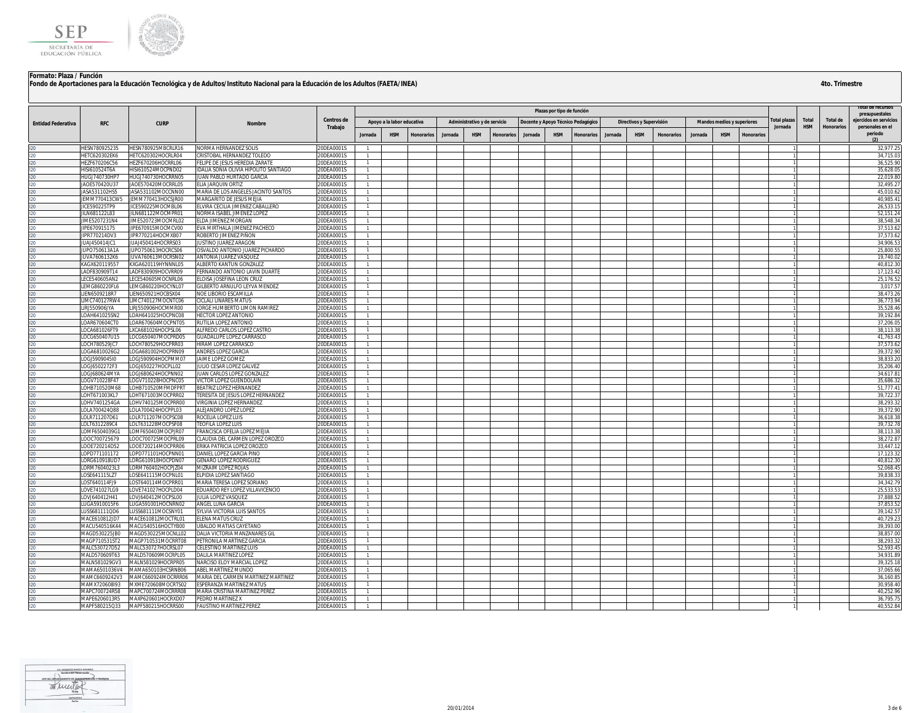**Formato: Plaza / Función**

**Fondo de Aportaciones para la Educación Tecnológica y de Adultos/Instituto Nacional para la Educación de los Adultos (FAETA/INEA)**

**4to. Trimestre**

| Entidad Federativa | RFC | CURP | Nombre | Centros de Trabajo | Plazas por tipo de función | | | | | | | | | | | | | | | Total plazas Jornada | Total HSM | Total de Honorarios | Total de recursos presupuestales ejercidos en servicios personales en el periodo (2) |
|---|---|---|---|---|---|---|---|---|---|---|---|---|---|---|---|---|---|---|---|---|---|---|---|
| | | | | | Apoyo a la labor educativa | | | Administrativo y de servicio | | | Docente y Apoyo Técnico Pedagógico | | | Directivos y Supervisión | | | Mandos medios y superiores | | | | | | |
| | | | | | Jornada | HSM | Honorarios | Jornada | HSM | Honorarios | Jornada | HSM | Honorarios | Jornada | HSM | Honorarios | Jornada | HSM | Honorarios | | | | |
| I20 | HESN780925235 | HESN780925MBCRLR16 | NORMA HERNANDEZ SOLIS | 20DEA0001S | 1 | | | | | | | | | | | | | | | 1 | | | 32,977.25 |
| I20 | HETC620302EK6 | HETC620302HOCRLR04 | CRISTOBAL HERNANDEZ TOLEDO | 20DEA0001S | 1 | | | | | | | | | | | | | | | 1 | | | 34,715.03 |
| I20 | HEZF670206C56 | HEZF670206HOCRRL06 | FELIPE DE JESUS HEREDIA ZARATE | 20DEA0001S | 1 | | | | | | | | | | | | | | | 1 | | | 36,525.90 |
| I20 | HISI610524T6A | HISI610524MOCPND02 | IDALIA SONIA OLIVIA HIPOLITO SANTIAGO | 20DEA0001S | 1 | | | | | | | | | | | | | | | 1 | | | 35,628.05 |
| I20 | HUGJ740730HP7 | HUGJ740730HOCRRN05 | JUAN PABLO HURTADO GARCIA | 20DEA0001S | 1 | | | | | | | | | | | | | | | 1 | | | 22,019.80 |
| I20 | JAOE570420U37 | JAOE570420MOCRRL05 | ELIA JARQUIN ORTIZ | 20DEA0001S | 1 | | | | | | | | | | | | | | | 1 | | | 32,495.27 |
| I20 | JASA531102HS5 | JASA531102MOCCNN00 | MARIA DE LOS ANGELES JACINTO SANTOS | 20DEA0001S | 1 | | | | | | | | | | | | | | | 1 | | | 45,010.62 |
| I20 | JEMM770413CW5 | JEMM770413HOCSJR00 | MARGARITO DE JESUS MEJIA | 20DEA0001S | 1 | | | | | | | | | | | | | | | 1 | | | 40,985.41 |
| I20 | JICE590225TP9 | JICE590225MOCMBL06 | ELVIRA CECILIA JIMENEZ CABALLERO | 20DEA0001S | 1 | | | | | | | | | | | | | | | 1 | | | 26,533.15 |
| I20 | JILN681122L83 | JILN681122MOCMPR01 | NORMA ISABEL JIMENEZ LOPEZ | 20DEA0001S | 1 | | | | | | | | | | | | | | | 1 | | | 52,151.24 |
| I20 | JIME5207231N4 | JIME520723MOCMRL02 | ELDA JIMENEZ MORGAN | 20DEA0001S | 1 | | | | | | | | | | | | | | | 1 | | | 38,548.34 |
| I20 | JIPE670915175 | JIPE670915MOCMCV00 | EVA MIRTHALA JIMENEZ PACHECO | 20DEA0001S | 1 | | | | | | | | | | | | | | | 1 | | | 37,513.62 |
| I20 | JIPR770214DV3 | JIPR770214HOCMXB07 | ROBERTO JIMENEZ PIÑON | 20DEA0001S | 1 | | | | | | | | | | | | | | | 1 | | | 37,573.62 |
| I20 | JUAJ450414JC1 | JUAJ450414HOCRRS03 | JUSTINO JUAREZ ARAGON | 20DEA0001S | 1 | | | | | | | | | | | | | | | 1 | | | 34,906.53 |
| I20 | JUPO750613A1A | JUPO750613HOCRCS06 | OSVALDO ANTONIO JUAREZ PICHARDO | 20DEA0001S | 1 | | | | | | | | | | | | | | | 1 | | | 25,800.55 |
| I20 | JUVA760613K6 | JUVA760613MOCRSN02 | ANTONIA JUAREZ VASQUEZ | 20DEA0001S | 1 | | | | | | | | | | | | | | | 1 | | | 19,740.02 |
| I20 | KAGX620119557 | KXGA620119HYNNNL05 | ALBERTO KANTUN GONZALEZ | 20DEA0001S | 1 | | | | | | | | | | | | | | | 1 | | | 40,812.30 |
| I20 | LADF830909T14 | LADF830909HOCVRR09 | FERNANDO ANTONIO LAVIN DUARTE | 20DEA0001S | 1 | | | | | | | | | | | | | | | 1 | | | 17,123.42 |
| I20 | LECE540605AN2 | LECE540605MOCNRL06 | ELOISA JOSEFINA LEON CRUZ | 20DEA0001S | 1 | | | | | | | | | | | | | | | 1 | | | 25,176.52 |
| I20 | LEMG860220FL6 | LEMG860220HOCYNL07 | GILBERTO ARNULFO LEYVA MENDEZ | 20DEA0001S | 1 | | | | | | | | | | | | | | | 1 | | | 3,017.57 |
| I20 | LIEN6509218R7 | LIEN650921HOCBSX04 | NOE LIBORIO ESCAMILLA | 20DEA0001S | 1 | | | | | | | | | | | | | | | 1 | | | 38,473.26 |
| I20 | LIMC740127RW4 | LIMC740127MOCNTC06 | CICLALI LINARES MATUS | 20DEA0001S | 1 | | | | | | | | | | | | | | | 1 | | | 36,773.94 |
| I20 | LIRJ550906JYA | LIRJ550906HOCMMR00 | JORGE HUMBERTO LIMON RAMIREZ | 20DEA0001S | 1 | | | | | | | | | | | | | | | 1 | | | 35,528.46 |
| I20 | LOAH641025SN2 | LOAH641025HOCPNC08 | HECTOR LOPEZ ANTONIO | 20DEA0001S | 1 | | | | | | | | | | | | | | | 1 | | | 39,192.84 |
| I20 | LOAR670604CT0 | LOAR670604MOCPNT05 | RUTILIA LOPEZ ANTONIO | 20DEA0001S | 1 | | | | | | | | | | | | | | | 1 | | | 37,206.05 |
| I20 | LOCA681026FT9 | LXCA681026HOCPSL06 | ALFREDO CARLOS LOPEZ CASTRO | 20DEA0001S | 1 | | | | | | | | | | | | | | | 1 | | | 38,113.38 |
| I20 | LOCG650407U15 | LOCG650407MOCPRD05 | GUADALUPE LOPEZ CARRASCO | 20DEA0001S | 1 | | | | | | | | | | | | | | | 1 | | | 41,763.43 |
| I20 | LOCH780529JC7 | LOCH780529HOCPRR03 | HIRAM LOPEZ CARRASCO | 20DEA0001S | 1 | | | | | | | | | | | | | | | 1 | | | 37,573.62 |
| I20 | LOGA6810026G2 | LOGA681002HOCPRN09 | ANDRES LOPEZ GARCIA | 20DEA0001S | 1 | | | | | | | | | | | | | | | 1 | | | 39,372.90 |
| I20 | LOGJ5909045I0 | LOGJ590904HOCPMM07 | JAIME LOPEZ GOMEZ | 20DEA0001S | 1 | | | | | | | | | | | | | | | 1 | | | 38,833.20 |
| I20 | LOGJ6502272F3 | LOGJ650227HOCPLL02 | JULIO CESAR LOPEZ GALVEZ | 20DEA0001S | 1 | | | | | | | | | | | | | | | 1 | | | 35,206.40 |
| I20 | LOGJ680624MYA | LOGJ680624HOCPNN02 | JUAN CARLOS LOPEZ GONZALEZ | 20DEA0001S | 1 | | | | | | | | | | | | | | | 1 | | | 34,617.81 |
| I20 | LOGV710228F47 | LOGV710228HOCPNC05 | VICTOR LOPEZ GUENDOLAIN | 20DEA0001S | 1 | | | | | | | | | | | | | | | 1 | | | 35,686.32 |
| I20 | LOHB710520M68 | LOHB710520MFMDFPRT | BEATRIZ LOPEZ HERNANDEZ | 20DEA0001S | 1 | | | | | | | | | | | | | | | 1 | | | 51,777.41 |
| I20 | LOHT671003KL7 | LOHT671003MOCPRR02 | TERESITA DE JESUS LOPEZ HERNANDEZ | 20DEA0001S | 1 | | | | | | | | | | | | | | | 1 | | | 39,722.37 |
| I20 | LOHV7401254GA | LOHV740125MOCPRR00 | VIRGINIA LOPEZ HERNANDEZ | 20DEA0001S | 1 | | | | | | | | | | | | | | | 1 | | | 38,293.32 |
| I20 | LOLA700424Q88 | LOLA700424HOCPPL03 | ALEJANDRO LOPEZ LOPEZ | 20DEA0001S | 1 | | | | | | | | | | | | | | | 1 | | | 39,372.90 |
| I20 | LOLR711207D61 | LOLR711207MOCPSC08 | ROCELIA LOPEZ LUIS | 20DEA0001S | 1 | | | | | | | | | | | | | | | 1 | | | 36,618.38 |
| I20 | LOLT6312289C4 | LOLT631228MOCPSF08 | TEOFILA LOPEZ LUIS | 20DEA0001S | 1 | | | | | | | | | | | | | | | 1 | | | 39,732.78 |
| I20 | LOMF6504039G1 | LOMF650403MOCPJR07 | FRANCISCA OFELIA LOPEZ MEJIA | 20DEA0001S | 1 | | | | | | | | | | | | | | | 1 | | | 38,113.38 |
| I20 | LOOC700725679 | LOOC700725MOCPRL09 | CLAUDIA DEL CARMEN LOPEZ OROZCO | 20DEA0001S | 1 | | | | | | | | | | | | | | | 1 | | | 38,272.87 |
| I20 | LOOE720214D52 | LOOE720214MOCPRR06 | ERIKA PATRICIA LOPEZ OROZCO | 20DEA0001S | 1 | | | | | | | | | | | | | | | 1 | | | 33,447.12 |
| I20 | LOPD771101172 | LOPD771101HOCPNN01 | DANIEL LOPEZ GARCIA PINO | 20DEA0001S | 1 | | | | | | | | | | | | | | | 1 | | | 17,123.32 |
| I20 | LORG610918UD7 | LORG610918HOCPDN07 | GENARO LOPEZ RODRIGUEZ | 20DEA0001S | 1 | | | | | | | | | | | | | | | 1 | | | 40,812.30 |
| I20 | LORM7604023L3 | LORM760402HOCPJZ04 | MIZRAIM LOPEZ ROJAS | 20DEA0001S | 1 | | | | | | | | | | | | | | | 1 | | | 52,068.45 |
| I20 | LOSE641115LZ7 | LOSE641115MOCPNL01 | ELPIDIA LOPEZ SANTIAGO | 20DEA0001S | 1 | | | | | | | | | | | | | | | 1 | | | 39,838.33 |
| I20 | LOST640114FJ9 | LOST640114MOCPRR01 | MARIA TERESA LOPEZ SORIANO | 20DEA0001S | 1 | | | | | | | | | | | | | | | 1 | | | 34,342.79 |
| I20 | LOVE741027LG9 | LOVE741027HOCPLD04 | EDUARDO REY LOPEZ VILLAVICENCIO | 20DEA0001S | 1 | | | | | | | | | | | | | | | 1 | | | 25,533.53 |
| I20 | LOVJ640412H41 | LOVJ640412MOCPSL00 | JULIA LOPEZ VASQUEZ | 20DEA0001S | 1 | | | | | | | | | | | | | | | 1 | | | 37,888.52 |
| I20 | LUGA5910015F6 | LUGA591001HOCNRN02 | ANGEL LUNA GARCIA | 20DEA0001S | 1 | | | | | | | | | | | | | | | 1 | | | 37,853.52 |
| I20 | LUSS681111QD6 | LUSS681111MOCSNY01 | SYLVIA VICTORIA LUIS SANTOS | 20DEA0001S | 1 | | | | | | | | | | | | | | | 1 | | | 39,142.57 |
| I20 | MACE610812JD7 | MACE610812MOCTRL01 | ELENA MATUS CRUZ | 20DEA0001S | 1 | | | | | | | | | | | | | | | 1 | | | 40,729.23 |
| I20 | MACU540516K44 | MACU540516HOCTYB00 | UBALDO MATIAS CAYETANO | 20DEA0001S | 1 | | | | | | | | | | | | | | | 1 | | | 39,393.00 |
| I20 | MAGD530225JB0 | MAGD530225MOCNLL02 | DALIA VICTORIA MANZANARES GIL | 20DEA0001S | 1 | | | | | | | | | | | | | | | 1 | | | 38,857.00 |
| I20 | MAGP710531ST2 | MAGP710531MOCRRT08 | PETRONILA MARTINEZ GARCIA | 20DEA0001S | 1 | | | | | | | | | | | | | | | 1 | | | 38,293.32 |
| I20 | MALC530727D52 | MALC530727HOCRSL07 | CELESTINO MARTINEZ LUIS | 20DEA0001S | 1 | | | | | | | | | | | | | | | 1 | | | 52,593.45 |
| I20 | MALD570609T63 | MALD570609MOCRPL05 | DALILA MARTINEZ LOPEZ | 20DEA0001S | 1 | | | | | | | | | | | | | | | 1 | | | 34,931.89 |
| I20 | MALN581029GV3 | MALN581029HOCRPR05 | NARCISO ELOY MARCIAL LOPEZ | 20DEA0001S | 1 | | | | | | | | | | | | | | | 1 | | | 39,325.18 |
| I20 | MAMA6501036V4 | MAMA650103HCSRNB06 | ABEL MARTINEZ MUNDO | 20DEA0001S | 1 | | | | | | | | | | | | | | | 1 | | | 37,065.66 |
| I20 | MAMC6609242V3 | MAMC660924MOCRRR06 | MARIA DEL CARMEN MARTINEZ MARTINEZ | 20DEA0001S | 1 | | | | | | | | | | | | | | | 1 | | | 36,160.85 |
| I20 | MAMX720608I93 | MXME720608MOCRTS02 | ESPERANZA MARTINEZ MATUS | 20DEA0001S | 1 | | | | | | | | | | | | | | | 1 | | | 30,958.40 |
| I20 | MAPC700724R58 | MAPC700724MOCRRR08 | MARIA CRISTINA MARTINEZ PEREZ | 20DEA0001S | 1 | | | | | | | | | | | | | | | 1 | | | 40,252.96 |
| I20 | MAPE6206013R5 | MAXP620601HOCRXD07 | PEDRO MARTINEZ X | 20DEA0001S | 1 | | | | | | | | | | | | | | | 1 | | | 36,795.75 |
| I20 | MAPF580215Q33 | MAPF580215HOCRRS00 | FAUSTINO MARTINEZ PEREZ | 20DEA0001S | 1 | | | | | | | | | | | | | | | 1 | | | 40,552.84 |

20/01/2014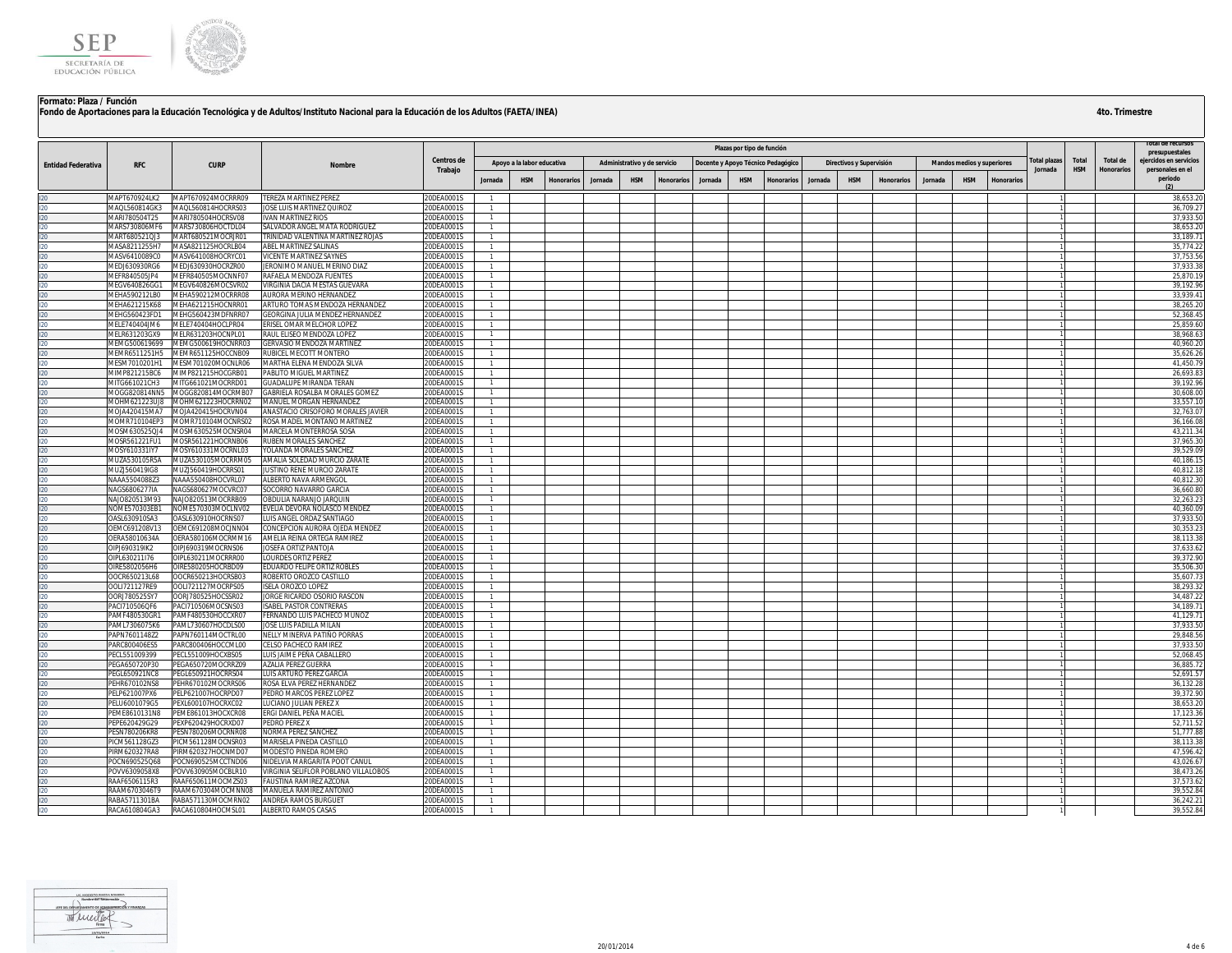**Formato: Plaza / Función**

**Fondo de Aportaciones para la Educación Tecnológica y de Adultos/Instituto Nacional para la Educación de los Adultos (FAETA/INEA)**

**4to. Trimestre**

| Entidad Federativa | RFC | CURP | Nombre | Centros de Trabajo | Plazas por tipo de función | | | | | | | | | | | | | | | Total plazas Jornada | Total HSM | Total de Honorarios | Total de recursos presupuestales ejercidos en servicios personales en el periodo (2) |
|---|---|---|---|---|---|---|---|---|---|---|---|---|---|---|---|---|---|---|---|---|---|---|---|
| | | | | | Apoyo a la labor educativa | | | Administrativo y de servicio | | | Docente y Apoyo Técnico Pedagógico | | | Directivos y Supervisión | | | Mandos medios y superiores | | | | | | |
| | | | | | Jornada | HSM | Honorarios | Jornada | HSM | Honorarios | Jornada | HSM | Honorarios | Jornada | HSM | Honorarios | Jornada | HSM | Honorarios | | | | |
| I20 | MAPT670924LK2 | MAPT670924MOCRRR09 | TEREZA MARTINEZ PEREZ | 20DEA0001S | 1 | | | | | | | | | | | | | | | 1 | | | 38,653.20 |
| I20 | MAQL560814GK3 | MAQL560814HOCRRS03 | JOSE LUIS MARTINEZ QUIROZ | 20DEA0001S | 1 | | | | | | | | | | | | | | | 1 | | | 36,709.27 |
| I20 | MARI780504T25 | MARI780504HOCRSV08 | IVAN MARTINEZ RIOS | 20DEA0001S | 1 | | | | | | | | | | | | | | | 1 | | | 37,933.50 |
| I20 | MARS730806MF6 | MARS730806HOCTDL04 | SALVADOR ANGEL MATA RODRIGUEZ | 20DEA0001S | 1 | | | | | | | | | | | | | | | 1 | | | 38,653.20 |
| I20 | MART680521QJ3 | MART680521MOCRJR01 | TRINIDAD VALENTINA MARTINEZ ROJAS | 20DEA0001S | 1 | | | | | | | | | | | | | | | 1 | | | 33,189.71 |
| I20 | MASA821125SH7 | MASA821125HOCRLB04 | ABEL MARTINEZ SALINAS | 20DEA0001S | 1 | | | | | | | | | | | | | | | 1 | | | 35,774.22 |
| I20 | MASV641008 9C0 | MASV641008HOCRYC01 | VICENTE MARTINEZ SAYNES | 20DEA0001S | 1 | | | | | | | | | | | | | | | 1 | | | 37,753.56 |
| I20 | MEDJ630930RG6 | MEDJ630930HOCRZR00 | JERONIMO MANUEL MERINO DIAZ | 20DEA0001S | 1 | | | | | | | | | | | | | | | 1 | | | 37,933.38 |
| I20 | MEFR840505JP4 | MEFR840505MOCNNF07 | RAFAELA MENDOZA FUENTES | 20DEA0001S | 1 | | | | | | | | | | | | | | | 1 | | | 25,870.19 |
| I20 | MEGV640826GG1 | MEGV640826MOCSVR02 | VIRGINIA DACIA MESTAS GUEVARA | 20DEA0001S | 1 | | | | | | | | | | | | | | | 1 | | | 39,192.96 |
| I20 | MEHA590212LB0 | MEHA590212MOCRRR08 | AURORA MERINO HERNANDEZ | 20DEA0001S | 1 | | | | | | | | | | | | | | | 1 | | | 33,939.41 |
| I20 | MEHA621215K68 | MEHA621215HOCNRR01 | ARTURO TOMAS MENDOZA HERNANDEZ | 20DEA0001S | 1 | | | | | | | | | | | | | | | 1 | | | 38,265.20 |
| I20 | MEHG560423FD1 | MEHG560423MDFNRR07 | GEORGINA JULIA MENDEZ HERNANDEZ | 20DEA0001S | 1 | | | | | | | | | | | | | | | 1 | | | 52,368.45 |
| I20 | MELE740404JM6 | MELE740404HOCLPR04 | ERISEL OMAR MELCHOR LOPEZ | 20DEA0001S | 1 | | | | | | | | | | | | | | | 1 | | | 25,859.60 |
| I20 | MELR631203GX9 | MELR631203HOCNPL01 | RAUL ELISEO MENDOZA LOPEZ | 20DEA0001S | 1 | | | | | | | | | | | | | | | 1 | | | 38,968.63 |
| I20 | MEMG500619699 | MEMG500619HOCNRR03 | GERVASIO MENDOZA MARTINEZ | 20DEA0001S | 1 | | | | | | | | | | | | | | | 1 | | | 40,960.20 |
| I20 | MEMR6511251H5 | MEMR651125HOCCNB09 | RUBICEL MECOTT MONTERO | 20DEA0001S | 1 | | | | | | | | | | | | | | | 1 | | | 35,626.26 |
| I20 | MESM7010201H1 | MESM701020MOCNLR06 | MARTHA ELENA MENDOZA SILVA | 20DEA0001S | 1 | | | | | | | | | | | | | | | 1 | | | 41,450.79 |
| I20 | MIMP821215BC6 | MIMP821215HOCGRB01 | PABLITO MIGUEL MARTINEZ | 20DEA0001S | 1 | | | | | | | | | | | | | | | 1 | | | 26,693.83 |
| I20 | MITG661021CH3 | MITG661021MOCRRD01 | GUADALUPE MIRANDA TERAN | 20DEA0001S | 1 | | | | | | | | | | | | | | | 1 | | | 39,192.96 |
| I20 | MOGG820814NN5 | MOGG820814MOCRMB07 | GABRIELA ROSALBA MORALES GOMEZ | 20DEA0001S | 1 | | | | | | | | | | | | | | | 1 | | | 30,608.00 |
| I20 | MOHM621223UJ8 | MOHM621223HOCRRN02 | MANUEL MORGAN HERNANDEZ | 20DEA0001S | 1 | | | | | | | | | | | | | | | 1 | | | 33,557.10 |
| I20 | MOJA420415MA7 | MOJA420415HOCRVN04 | ANASTACIO CRISOFORO MORALES JAVIER | 20DEA0001S | 1 | | | | | | | | | | | | | | | 1 | | | 32,763.07 |
| I20 | MOMR710104EP3 | MOMR710104MOCNRS02 | ROSA MADEL MONTAÑO MARTINEZ | 20DEA0001S | 1 | | | | | | | | | | | | | | | 1 | | | 36,166.08 |
| I20 | MOSM630525QJ4 | MOSM630525MOCNSR04 | MARCELA MONTERROSA SOSA | 20DEA0001S | 1 | | | | | | | | | | | | | | | 1 | | | 43,211.34 |
| I20 | MOSR561221FU1 | MOSR561221HOCRNB06 | RUBEN MORALES SANCHEZ | 20DEA0001S | 1 | | | | | | | | | | | | | | | 1 | | | 37,965.30 |
| I20 | MOSY610331IY7 | MOSY610331MOCRNL03 | YOLANDA MORALES SANCHEZ | 20DEA0001S | 1 | | | | | | | | | | | | | | | 1 | | | 39,529.09 |
| I20 | MUZA530105R5A | MUZA530105MOCRRM05 | AMALIA SOLEDAD MURCIO ZARATE | 20DEA0001S | 1 | | | | | | | | | | | | | | | 1 | | | 40,186.15 |
| I20 | MUZJ560419IG8 | MUZJ560419HOCRRS01 | JUSTINO RENE MURCIO ZARATE | 20DEA0001S | 1 | | | | | | | | | | | | | | | 1 | | | 40,812.18 |
| I20 | NAAA5504088Z3 | NAAA550408HOCVRL07 | ALBERTO NAVA ARMENGOL | 20DEA0001S | 1 | | | | | | | | | | | | | | | 1 | | | 40,812.30 |
| I20 | NAGS6806277IA | NAGS680627MOCVRC07 | SOCORRO NAVARRO GARCIA | 20DEA0001S | 1 | | | | | | | | | | | | | | | 1 | | | 36,660.80 |
| I20 | NAJO820513M93 | NAJO820513MOCRRB09 | OBDULIA NARANJO JARQUIN | 20DEA0001S | 1 | | | | | | | | | | | | | | | 1 | | | 32,263.23 |
| I20 | NOME570303EB1 | NOME570303MOCLNV02 | EVELIA DEVORA NOLASCO MENDEZ | 20DEA0001S | 1 | | | | | | | | | | | | | | | 1 | | | 40,360.09 |
| I20 | OASL630910SA3 | OASL630910HOCRNS07 | LUIS ANGEL ORDAZ SANTIAGO | 20DEA0001S | 1 | | | | | | | | | | | | | | | 1 | | | 37,933.50 |
| I20 | OEMC691208V13 | OEMC691208MOCJNN04 | CONCEPCION AURORA OJEDA MENDEZ | 20DEA0001S | 1 | | | | | | | | | | | | | | | 1 | | | 30,353.23 |
| I20 | OERA58010634A | OERA580106MOCRMM16 | AMELIA REINA ORTEGA RAMIREZ | 20DEA0001S | 1 | | | | | | | | | | | | | | | 1 | | | 38,113.38 |
| I20 | OIPJ690319IK2 | OIPJ690319MOCRNS06 | JOSEFA ORTIZ PANTOJA | 20DEA0001S | 1 | | | | | | | | | | | | | | | 1 | | | 37,633.62 |
| I20 | OIPL630211I76 | OIPL630211MOCRRR00 | LOURDES ORTIZ PEREZ | 20DEA0001S | 1 | | | | | | | | | | | | | | | 1 | | | 39,372.90 |
| I20 | OIRE5802056H6 | OIRE580205HOCRBD09 | EDUARDO FELIPE ORTIZ ROBLES | 20DEA0001S | 1 | | | | | | | | | | | | | | | 1 | | | 35,506.30 |
| I20 | OOCR650213L68 | OOCR650213HOCRSB03 | ROBERTO OROZCO CASTILLO | 20DEA0001S | 1 | | | | | | | | | | | | | | | 1 | | | 35,607.73 |
| I20 | OOLI721127RE9 | OOLI721127MOCRPS05 | ISELA OROZCO LOPEZ | 20DEA0001S | 1 | | | | | | | | | | | | | | | 1 | | | 38,293.32 |
| I20 | OORJ780525SY7 | OORJ780525HOCSSR02 | JORGE RICARDO OSORIO RASCON | 20DEA0001S | 1 | | | | | | | | | | | | | | | 1 | | | 34,487.22 |
| I20 | PACI710506QF6 | PACI710506MOCSNS03 | ISABEL PASTOR CONTRERAS | 20DEA0001S | 1 | | | | | | | | | | | | | | | 1 | | | 34,189.71 |
| I20 | PAMF480530GR1 | PAMF480530HOCCXR07 | FERNANDO LUIS PACHECO MUNOZ | 20DEA0001S | 1 | | | | | | | | | | | | | | | 1 | | | 41,129.71 |
| I20 | PAML730607SK6 | PAML730607HOCDLS00 | JOSE LUIS PADILLA MILAN | 20DEA0001S | 1 | | | | | | | | | | | | | | | 1 | | | 37,933.50 |
| I20 | PAPN7601148Z2 | PAPN760114MOCTRL00 | NELLY MINERVA PATIÑO PORRAS | 20DEA0001S | 1 | | | | | | | | | | | | | | | 1 | | | 29,848.56 |
| I20 | PARC800406E55 | PARC800406HOCCML00 | CELSO PACHECO RAMIREZ | 20DEA0001S | 1 | | | | | | | | | | | | | | | 1 | | | 37,933.50 |
| I20 | PECL551009399 | PECL551009HOCXBS05 | LUIS JAIME PEÑA CABALLERO | 20DEA0001S | 1 | | | | | | | | | | | | | | | 1 | | | 52,068.45 |
| I20 | PEGA650720P30 | PEGA650720MOCRRZ09 | AZALIA PEREZ GUERRA | 20DEA0001S | 1 | | | | | | | | | | | | | | | 1 | | | 36,885.72 |
| I20 | PEGL650921NC8 | PEGL650921HOCRRS04 | LUIS ARTURO PEREZ GARCIA | 20DEA0001S | 1 | | | | | | | | | | | | | | | 1 | | | 52,691.57 |
| I20 | PEHR670102NS8 | PEHR670102MOCRRS06 | ROSA ELVA PEREZ HERNANDEZ | 20DEA0001S | 1 | | | | | | | | | | | | | | | 1 | | | 36,132.28 |
| I20 | PELP621007PX6 | PELP621007HOCRPD07 | PEDRO MARCOS PEREZ LOPEZ | 20DEA0001S | 1 | | | | | | | | | | | | | | | 1 | | | 39,372.90 |
| I20 | PELU6001079G5 | PEXL600107HOCRXC02 | LUCIANO JULIAN PEREZ X | 20DEA0001S | 1 | | | | | | | | | | | | | | | 1 | | | 38,653.20 |
| I20 | PEME8610131N8 | PEME861013HOCXCR08 | ERGI DANIEL PEÑA MACIEL | 20DEA0001S | 1 | | | | | | | | | | | | | | | 1 | | | 17,123.36 |
| I20 | PEPE620429G29 | PEXP620429HOCRXD07 | PEDRO PEREZ X | 20DEA0001S | 1 | | | | | | | | | | | | | | | 1 | | | 52,711.52 |
| I20 | PESN780206KR8 | PESN780206MOCRNR08 | NORMA PEREZ SANCHEZ | 20DEA0001S | 1 | | | | | | | | | | | | | | | 1 | | | 51,777.88 |
| I20 | PICM561128GZ3 | PICM561128MOCNSR03 | MARISELA PINEDA CASTILLO | 20DEA0001S | 1 | | | | | | | | | | | | | | | 1 | | | 38,113.38 |
| I20 | PIRM620327RA8 | PIRM620327HOCNMD07 | MODESTO PINEDA ROMERO | 20DEA0001S | 1 | | | | | | | | | | | | | | | 1 | | | 47,596.42 |
| I20 | POCN690525Q68 | POCN690525MCCTND06 | NIDELVIA MARGARITA POOT CANUL | 20DEA0001S | 1 | | | | | | | | | | | | | | | 1 | | | 43,026.67 |
| I20 | POVV6309058X8 | POVV630905MOCBLR10 | VIRGINIA SELIFLOR POBLANO VILLALOBOS | 20DEA0001S | 1 | | | | | | | | | | | | | | | 1 | | | 38,473.26 |
| I20 | RAAF6506115R3 | RAAF650611MOCMZS03 | FAUSTINA RAMIREZ AZCONA | 20DEA0001S | 1 | | | | | | | | | | | | | | | 1 | | | 37,573.62 |
| I20 | RAAM6703046T9 | RAAM670304MOCMNN08 | MANUELA RAMIREZ ANTONIO | 20DEA0001S | 1 | | | | | | | | | | | | | | | 1 | | | 39,552.84 |
| I20 | RABA5711301BA | RABA571130MOCMRN02 | ANDREA RAMOS BURGUET | 20DEA0001S | 1 | | | | | | | | | | | | | | | 1 | | | 36,242.21 |
| I20 | RACA610804GA3 | RACA610804HOCMSL01 | ALBERTO RAMOS CASAS | 20DEA0001S | 1 | | | | | | | | | | | | | | | 1 | | | 39,552.84 |

LIC. MODESTO PINEDA ROMERO
Nombre del Responsable
JEFE DEL DEPARTAMENTO DE ADMINISTRACIÓN Y FINANZAS
Cargo
Firma
Fecha

20/01/2014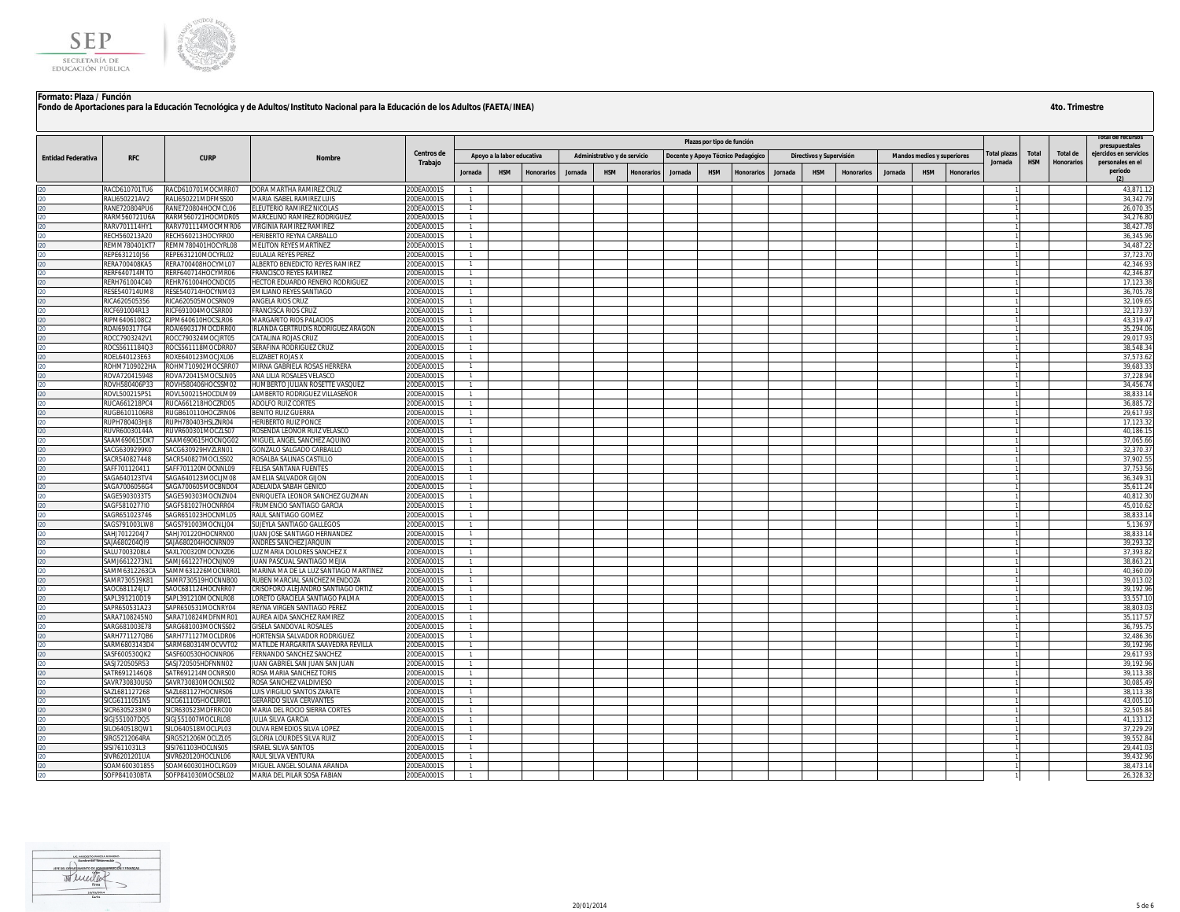**Formato: Plaza / Función**

**Fondo de Aportaciones para la Educación Tecnológica y de Adultos/Instituto Nacional para la Educación de los Adultos (FAETA/INEA)**

**4to. Trimestre**

| Entidad Federativa | RFC | CURP | Nombre | Centros de Trabajo | Plazas por tipo de función | | | | | | | | | | | | | | | Total plazas Jornada | Total HSM | Total de Honorarios | Total de recursos presupuestales ejercidos en servicios personales en el periodo (2) |
|---|---|---|---|---|---|---|---|---|---|---|---|---|---|---|---|---|---|---|---|---|---|---|---|
| | | | | | Apoyo a la labor educativa | | | Administrativo y de servicio | | | Docente y Apoyo Técnico Pedagógico | | | Directivos y Supervisión | | | Mandos medios y superiores | | | | | | |
| | | | | | Jornada | HSM | Honorarios | Jornada | HSM | Honorarios | Jornada | HSM | Honorarios | Jornada | HSM | Honorarios | Jornada | HSM | Honorarios | | | | |
| I20 | RACD610701TU6 | RACD610701MOCMRR07 | DORA MARTHA RAMIREZ CRUZ | 20DEA0001S | 1 | | | | | | | | | | | | | | | 1 | | | 43,871.12 |
| I20 | RALI650221AV2 | RALI650221MDFMSS00 | MARIA ISABEL RAMIREZ LUIS | 20DEA0001S | 1 | | | | | | | | | | | | | | | 1 | | | 34,342.79 |
| I20 | RANE720804PU6 | RANE720804HOCMCL06 | ELEUTERIO RAMIREZ NICOLAS | 20DEA0001S | 1 | | | | | | | | | | | | | | | 1 | | | 26,070.35 |
| I20 | RARM560721U6A | RARM560721HOCMDR05 | MARCELINO RAMIREZ RODRIGUEZ | 20DEA0001S | 1 | | | | | | | | | | | | | | | 1 | | | 34,276.80 |
| I20 | RARV701114HY1 | RARV701114MOCMMR06 | VIRGINIA RAMIREZ RAMIREZ | 20DEA0001S | 1 | | | | | | | | | | | | | | | 1 | | | 38,427.78 |
| I20 | RECH560213A20 | RECH560213HOCYRR00 | HERIBERTO REYNA CARBALLO | 20DEA0001S | 1 | | | | | | | | | | | | | | | 1 | | | 36,345.96 |
| I20 | REMM780401KT7 | REMM780401HOCYRL08 | MELITON REYES MARTINEZ | 20DEA0001S | 1 | | | | | | | | | | | | | | | 1 | | | 34,487.22 |
| I20 | REPE631210JS6 | REPE631210MOCYRL02 | EULALIA REYES PEREZ | 20DEA0001S | 1 | | | | | | | | | | | | | | | 1 | | | 37,723.70 |
| I20 | RERA700408KA5 | RERA700408HOCYML07 | ALBERTO BENEDICTO REYES RAMIREZ | 20DEA0001S | 1 | | | | | | | | | | | | | | | 1 | | | 42,346.93 |
| I20 | RERF640714MT0 | RERF640714HOCYMR06 | FRANCISCO REYES RAMIREZ | 20DEA0001S | 1 | | | | | | | | | | | | | | | 1 | | | 42,346.87 |
| I20 | RERH761004C40 | REHR761004HOCNDC05 | HECTOR EDUARDO RENERO RODRIGUEZ | 20DEA0001S | 1 | | | | | | | | | | | | | | | 1 | | | 17,123.38 |
| I20 | RESE540714UM8 | RESE540714HOCYNM03 | EMILIANO REYES SANTIAGO | 20DEA0001S | 1 | | | | | | | | | | | | | | | 1 | | | 36,705.78 |
| I20 | RICA620505356 | RICA620505MOCSRN09 | ANGELA RIOS CRUZ | 20DEA0001S | 1 | | | | | | | | | | | | | | | 1 | | | 32,109.65 |
| I20 | RICF691004R13 | RICF691004MOCSRR00 | FRANCISCA RIOS CRUZ | 20DEA0001S | 1 | | | | | | | | | | | | | | | 1 | | | 32,173.97 |
| I20 | RIPM6406108C2 | RIPM640610HOCSLR06 | MARGARITO RIOS PALACIOS | 20DEA0001S | 1 | | | | | | | | | | | | | | | 1 | | | 43,319.47 |
| I20 | ROAI6903177G4 | ROAI690317MOCDRR00 | IRLANDA GERTRUDIS RODRIGUEZ ARAGON | 20DEA0001S | 1 | | | | | | | | | | | | | | | 1 | | | 35,294.06 |
| I20 | ROCC7903242V1 | ROCC790324MOCJRT05 | CATALINA ROJAS CRUZ | 20DEA0001S | 1 | | | | | | | | | | | | | | | 1 | | | 29,017.93 |
| I20 | ROCS5611184Q3 | ROCS561118MOCDRR07 | SERAFINA RODRIGUEZ CRUZ | 20DEA0001S | 1 | | | | | | | | | | | | | | | 1 | | | 38,548.34 |
| I20 | ROEL640123E63 | ROXE640123MOCJXL06 | ELIZABET ROJAS X | 20DEA0001S | 1 | | | | | | | | | | | | | | | 1 | | | 37,573.62 |
| I20 | ROHM7109022HA | ROHM710902MOCSRR07 | MIRNA GABRIELA ROSAS HERRERA | 20DEA0001S | 1 | | | | | | | | | | | | | | | 1 | | | 39,683.33 |
| I20 | ROVA720415948 | ROVA720415MOCSLN05 | ANA LILIA ROSALES VELASCO | 20DEA0001S | 1 | | | | | | | | | | | | | | | 1 | | | 37,228.94 |
| I20 | ROVH580406P33 | ROVH580406HOCSSM02 | HUMBERTO JULIAN ROSETTE VASQUEZ | 20DEA0001S | 1 | | | | | | | | | | | | | | | 1 | | | 34,456.74 |
| I20 | ROVL500215P51 | ROVL500215HOCDLM09 | LAMBERTO RODRIGUEZ VILLASEÑOR | 20DEA0001S | 1 | | | | | | | | | | | | | | | 1 | | | 38,833.14 |
| I20 | RUCA661218PC4 | RUCA661218HOCZRD05 | ADOLFO RUIZ CORTES | 20DEA0001S | 1 | | | | | | | | | | | | | | | 1 | | | 36,885.72 |
| I20 | RUGB6101106R8 | RUGB610110HOCZRN06 | BENITO RUIZ GUERRA | 20DEA0001S | 1 | | | | | | | | | | | | | | | 1 | | | 29,617.93 |
| I20 | RUPH780403HJ8 | RUPH780403HSLZNR04 | HERIBERTO RUIZ PONCE | 20DEA0001S | 1 | | | | | | | | | | | | | | | 1 | | | 17,123.32 |
| I20 | RUVR60030144A | RUVR600301MOCZLS07 | ROSENDA LEONOR RUIZ VELASCO | 20DEA0001S | 1 | | | | | | | | | | | | | | | 1 | | | 40,186.15 |
| I20 | SAAM690615DK7 | SAAM690615HOCNQG02 | MIGUEL ANGEL SANCHEZ AQUINO | 20DEA0001S | 1 | | | | | | | | | | | | | | | 1 | | | 37,065.66 |
| I20 | SACG6309299K0 | SACG630929HVZLRN01 | GONZALO SALGADO CARBALLO | 20DEA0001S | 1 | | | | | | | | | | | | | | | 1 | | | 32,370.37 |
| I20 | SACR540827448 | SACR540827MOCLSS02 | ROSALBA SALINAS CASTILLO | 20DEA0001S | 1 | | | | | | | | | | | | | | | 1 | | | 37,902.55 |
| I20 | SAFF701120411 | SAFF701120MOCNNL09 | FELISA SANTANA FUENTES | 20DEA0001S | 1 | | | | | | | | | | | | | | | 1 | | | 37,753.56 |
| I20 | SAGA640123TV4 | SAGA640123MOCLJM08 | AMELIA SALVADOR GIJON | 20DEA0001S | 1 | | | | | | | | | | | | | | | 1 | | | 36,349.31 |
| I20 | SAGA7006056G4 | SAGA700605MOCBND04 | ADELAIDA SABAH GENICO | 20DEA0001S | 1 | | | | | | | | | | | | | | | 1 | | | 35,611.24 |
| I20 | SAGE5903033T5 | SAGE590303MOCNZN04 | ENRIQUETA LEONOR SANCHEZ GUZMAN | 20DEA0001S | 1 | | | | | | | | | | | | | | | 1 | | | 40,812.30 |
| I20 | SAGF581027710 | SAGF581027HOCNRR04 | FRUMENCIO SANTIAGO GARCIA | 20DEA0001S | 1 | | | | | | | | | | | | | | | 1 | | | 45,010.62 |
| I20 | SAGR651023746 | SAGR651023HOCNML05 | RAUL SANTIAGO GOMEZ | 20DEA0001S | 1 | | | | | | | | | | | | | | | 1 | | | 38,833.14 |
| I20 | SAGS791003LW8 | SAGS791003MOCNLJ04 | SUJEYLA SANTIAGO GALLEGOS | 20DEA0001S | 1 | | | | | | | | | | | | | | | 1 | | | 5,136.97 |
| I20 | SAHJ7012204J7 | SAHJ701220HOCNRN00 | JUAN JOSE SANTIAGO HERNANDEZ | 20DEA0001S | 1 | | | | | | | | | | | | | | | 1 | | | 38,833.14 |
| I20 | SAJA680204QI9 | SAJA680204HOCNRN09 | ANDRES SANCHEZ JARQUIN | 20DEA0001S | 1 | | | | | | | | | | | | | | | 1 | | | 39,293.32 |
| I20 | SALU7003208L4 | SAXL700320MOCNXZ06 | LUZ MARIA DOLORES SANCHEZ X | 20DEA0001S | 1 | | | | | | | | | | | | | | | 1 | | | 37,393.82 |
| I20 | SAMJ6612273N1 | SAMJ661227HOCNJN09 | JUAN PASCUAL SANTIAGO MEJIA | 20DEA0001S | 1 | | | | | | | | | | | | | | | 1 | | | 38,863.21 |
| I20 | SAMM6312263CA | SAMM631226MOCNRR01 | MARINA MA DE LA LUZ SANTIAGO MARTINEZ | 20DEA0001S | 1 | | | | | | | | | | | | | | | 1 | | | 40,360.09 |
| I20 | SAMR730519K81 | SAMR730519HOCNNB00 | RUBEN MARCIAL SANCHEZ MENDOZA | 20DEA0001S | 1 | | | | | | | | | | | | | | | 1 | | | 39,013.02 |
| I20 | SAOC681124JL7 | SAOC681124HOCNRR07 | CRISOFORO ALEJANDRO SANTIAGO ORTIZ | 20DEA0001S | 1 | | | | | | | | | | | | | | | 1 | | | 39,192.96 |
| I20 | SAPL391210D19 | SAPL391210MOCNLR08 | LORETO GRACIELA SANTIAGO PALMA | 20DEA0001S | 1 | | | | | | | | | | | | | | | 1 | | | 33,557.10 |
| I20 | SAPR650531A23 | SAPR650531MOCNRY04 | REYNA VIRGEN SANTIAGO PEREZ | 20DEA0001S | 1 | | | | | | | | | | | | | | | 1 | | | 38,803.03 |
| I20 | SARA7108245N0 | SARA710824MDFNMR01 | AUREA AIDA SANCHEZ RAMIREZ | 20DEA0001S | 1 | | | | | | | | | | | | | | | 1 | | | 35,117.57 |
| I20 | SARG681003E78 | SARG681003MOCNSS02 | GISELA SANDOVAL ROSALES | 20DEA0001S | 1 | | | | | | | | | | | | | | | 1 | | | 36,795.75 |
| I20 | SARH771127QB6 | SARH771127MOCLDR06 | HORTENSIA SALVADOR RODRIGUEZ | 20DEA0001S | 1 | | | | | | | | | | | | | | | 1 | | | 32,486.36 |
| I20 | SARM6803143D4 | SARM680314MOCVVT02 | MATILDE MARGARITA SAAVEDRA REVILLA | 20DEA0001S | 1 | | | | | | | | | | | | | | | 1 | | | 39,192.96 |
| I20 | SASF600530QK2 | SASF600530HOCNNR06 | FERNANDO SANCHEZ SANCHEZ | 20DEA0001S | 1 | | | | | | | | | | | | | | | 1 | | | 29,617.93 |
| I20 | SASJ720505R53 | SASJ720505HDFNNN02 | JUAN GABRIEL SAN JUAN SAN JUAN | 20DEA0001S | 1 | | | | | | | | | | | | | | | 1 | | | 39,192.96 |
| I20 | SATR6912146Q8 | SATR691214MOCNRS00 | ROSA MARIA SANCHEZ TORIS | 20DEA0001S | 1 | | | | | | | | | | | | | | | 1 | | | 39,113.38 |
| I20 | SAVR730830US0 | SAVR730830MOCNLS02 | ROSA SANCHEZ VALDIVIESO | 20DEA0001S | 1 | | | | | | | | | | | | | | | 1 | | | 30,085.49 |
| I20 | SAZL681127268 | SAZL681127HOCNRS06 | LUIS VIRGILIO SANTOS ZARATE | 20DEA0001S | 1 | | | | | | | | | | | | | | | 1 | | | 38,113.38 |
| I20 | SICG6111051N5 | SICG611105HOCLRR01 | GERARDO SILVA CERVANTES | 20DEA0001S | 1 | | | | | | | | | | | | | | | 1 | | | 43,005.10 |
| I20 | SICR6305233M0 | SICR630523MDFRRC00 | MARIA DEL ROCIO SIERRA CORTES | 20DEA0001S | 1 | | | | | | | | | | | | | | | 1 | | | 32,505.84 |
| I20 | SIGJ551007DQ5 | SIGJ551007MOCLRL08 | JULIA SILVA GARCIA | 20DEA0001S | 1 | | | | | | | | | | | | | | | 1 | | | 41,133.12 |
| I20 | SILO640518QW1 | SILO640518MOCLPL03 | OLIVA REMEDIOS SILVA LOPEZ | 20DEA0001S | 1 | | | | | | | | | | | | | | | 1 | | | 37,229.29 |
| I20 | SIRG5212064RA | SIRG521206MOCLZL05 | GLORIA LOURDES SILVA RUIZ | 20DEA0001S | 1 | | | | | | | | | | | | | | | 1 | | | 39,552.84 |
| I20 | SISI7611031L3 | SISI761103HOCLNS05 | ISRAEL SILVA SANTOS | 20DEA0001S | 1 | | | | | | | | | | | | | | | 1 | | | 29,441.03 |
| I20 | SIVR6201201UA | SIVR620120HOCLNL06 | RAUL SILVA VENTURA | 20DEA0001S | 1 | | | | | | | | | | | | | | | 1 | | | 39,432.96 |
| I20 | SOAM600301855 | SOAM600301HOCLRG09 | MIGUEL ANGEL SOLANA ARANDA | 20DEA0001S | 1 | | | | | | | | | | | | | | | 1 | | | 38,473.14 |
| I20 | SOFP841030BTA | SOFP841030MOCSBL02 | MARIA DEL PILAR SOSA FABIAN | 20DEA0001S | 1 | | | | | | | | | | | | | | | 1 | | | 26,328.32 |

20/01/2014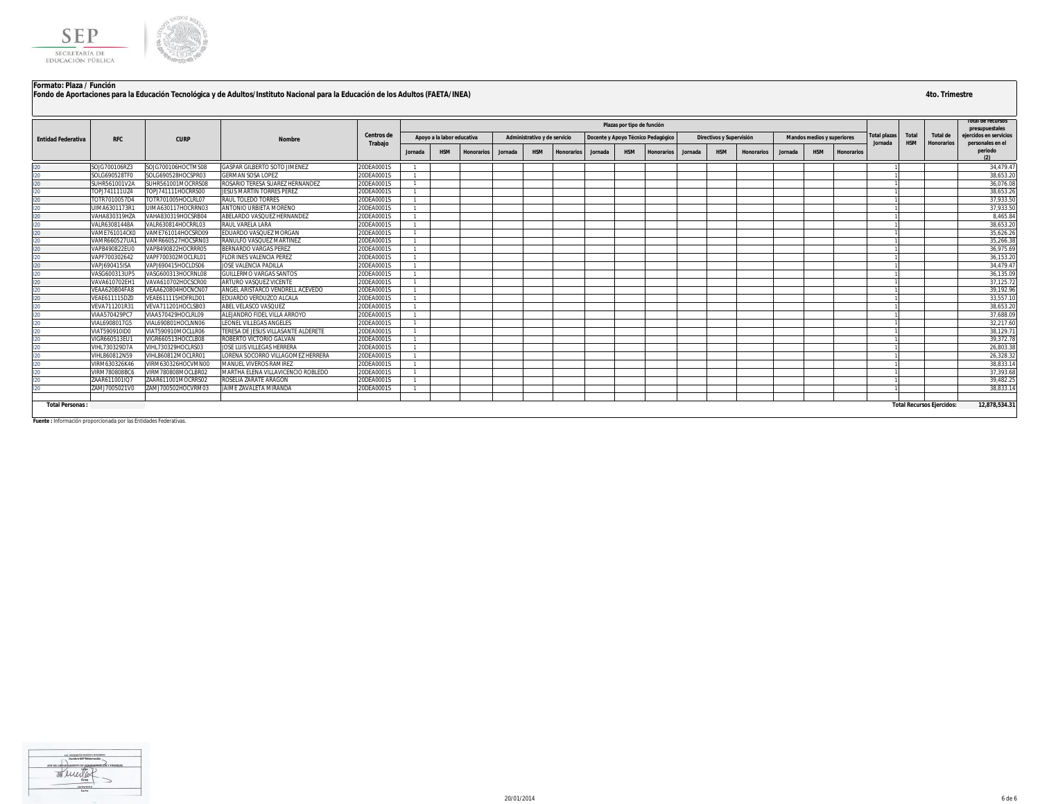SEP
SECRETARÍA DE EDUCACIÓN PÚBLICA

**Formato: Plaza / Función**

**Fondo de Aportaciones para la Educación Tecnológica y de Adultos/Instituto Nacional para la Educación de los Adultos (FAETA/INEA)**

**4to. Trimestre**

| Entidad Federativa | RFC | CURP | Nombre | Centros de Trabajo | Plazas por tipo de función | | | | | | | | | | | | | | | Total plazas Jornada | Total HSM | Total de Honorarios | Total de recursos presupuestales ejercidos en servicios personales en el periodo (2) |
|---|---|---|---|---|---|---|---|---|---|---|---|---|---|---|---|---|---|---|---|---|---|---|---|
| | | | | | Apoyo a la labor educativa | | | Administrativo y de servicio | | | Docente y Apoyo Técnico Pedagógico | | | Directivos y Supervisión | | | Mandos medios y superiores | | | | | | |
| | | | | | Jornada | HSM | Honorarios | Jornada | HSM | Honorarios | Jornada | HSM | Honorarios | Jornada | HSM | Honorarios | Jornada | HSM | Honorarios | | | | |
| I20 | SOJG700106RZ3 | SOJG700106HOCTMS08 | GASPAR GILBERTO SOTO JIMENEZ | 20DEA0001S | 1 | | | | | | | | | | | | | | | 1 | | | 34,479.47 |
| I20 | SOLG690528TF0 | SOLG690528HOCSPR03 | GERMAN SOSA LOPEZ | 20DEA0001S | 1 | | | | | | | | | | | | | | | 1 | | | 38,653.20 |
| I20 | SUHR561001V2A | SUHR561001MOCRRS08 | ROSARIO TERESA SUAREZ HERNANDEZ | 20DEA0001S | 1 | | | | | | | | | | | | | | | 1 | | | 36,076.08 |
| I20 | TOPJ741111UZ4 | TOPJ741111HOCRRS00 | JESUS MARTIN TORRES PEREZ | 20DEA0001S | 1 | | | | | | | | | | | | | | | 1 | | | 38,653.26 |
| I20 | TOTR7010057D4 | TOTR701005HOCLRL07 | RAUL TOLEDO TORRES | 20DEA0001S | 1 | | | | | | | | | | | | | | | 1 | | | 37,933.50 |
| I20 | UIMA6301173R1 | UIMA630117HOCRRN03 | ANTONIO URBIETA MORENO | 20DEA0001S | 1 | | | | | | | | | | | | | | | 1 | | | 37,933.50 |
| I20 | VAHA830319HZA | VAHA830319HOCSRB04 | ABELARDO VASQUEZ HERNANDEZ | 20DEA0001S | 1 | | | | | | | | | | | | | | | 1 | | | 8,465.84 |
| I20 | VALR63081448A | VALR630814HOCRRL03 | RAUL VARELA LARA | 20DEA0001S | 1 | | | | | | | | | | | | | | | 1 | | | 38,653.20 |
| I20 | VAME761014CK0 | VAME761014HOCSRD09 | EDUARDO VASQUEZ MORGAN | 20DEA0001S | 1 | | | | | | | | | | | | | | | 1 | | | 35,626.26 |
| I20 | VAMR660527UA1 | VAMR660527HOCSRN03 | RANULFO VASQUEZ MARTINEZ | 20DEA0001S | 1 | | | | | | | | | | | | | | | 1 | | | 35,266.38 |
| I20 | VAPB490822EU0 | VAPB490822HOCRRR05 | BERNARDO VARGAS PEREZ | 20DEA0001S | 1 | | | | | | | | | | | | | | | 1 | | | 36,975.69 |
| I20 | VAPF700302642 | VAPF700302MOCLRL01 | FLOR INES VALENCIA PEREZ | 20DEA0001S | 1 | | | | | | | | | | | | | | | 1 | | | 36,153.20 |
| I20 | VAPJ690415ISA | VAPJ690415HOCLDS06 | JOSE VALENCIA PADILLA | 20DEA0001S | 1 | | | | | | | | | | | | | | | 1 | | | 34,479.47 |
| I20 | VASG600313UP5 | VASG600313HOCRNL08 | GUILLERMO VARGAS SANTOS | 20DEA0001S | 1 | | | | | | | | | | | | | | | 1 | | | 36,135.09 |
| I20 | VAVA610702EH1 | VAVA610702HOCSCR00 | ARTURO VASQUEZ VICENTE | 20DEA0001S | 1 | | | | | | | | | | | | | | | 1 | | | 37,125.72 |
| I20 | VEAA620804FA8 | VEAA620804HOCNCN07 | ANGEL ARISTARCO VENDRELL ACEVEDO | 20DEA0001S | 1 | | | | | | | | | | | | | | | 1 | | | 39,192.96 |
| I20 | VEAE611115DZ0 | VEAE611115HDFRLD01 | EDUARDO VERDUZCO ALCALA | 20DEA0001S | 1 | | | | | | | | | | | | | | | 1 | | | 33,557.10 |
| I20 | VEVA711201R31 | VEVA711201HOCLSB03 | ABEL VELASCO VASQUEZ | 20DEA0001S | 1 | | | | | | | | | | | | | | | 1 | | | 38,653.20 |
| I20 | VIAA570429PC7 | VIAA570429HOCLRL09 | ALEJANDRO FIDEL VILLA ARROYO | 20DEA0001S | 1 | | | | | | | | | | | | | | | 1 | | | 37,688.09 |
| I20 | VIAL6908017G5 | VIAL690801HOCLNN06 | LEONEL VILLEGAS ANGELES | 20DEA0001S | 1 | | | | | | | | | | | | | | | 1 | | | 32,217.60 |
| I20 | VIAT590910ID0 | VIAT590910MOCLLR06 | TERESA DE JESUS VILLASANTE ALDERETE | 20DEA0001S | 1 | | | | | | | | | | | | | | | 1 | | | 38,129.71 |
| I20 | VIGR660513EU1 | VIGR660513HOCCLB08 | ROBERTO VICTORIO GALVAN | 20DEA0001S | 1 | | | | | | | | | | | | | | | 1 | | | 39,372.78 |
| I20 | VIHL730329D7A | VIHL730329HOCLRS03 | JOSE LUIS VILLEGAS HERRERA | 20DEA0001S | 1 | | | | | | | | | | | | | | | 1 | | | 26,803.38 |
| I20 | VIHL860812N59 | VIHL860812MOCLRR01 | LORENA SOCORRO VILLAGOMEZ HERRERA | 20DEA0001S | 1 | | | | | | | | | | | | | | | 1 | | | 26,328.32 |
| I20 | VIRM630326K46 | VIRM630326HOCVMN00 | MANUEL VIVEROS RAMIREZ | 20DEA0001S | 1 | | | | | | | | | | | | | | | 1 | | | 38,833.14 |
| I20 | VIRM780808BC6 | VIRM780808MOCLBR02 | MARTHA ELENA VILLAVICENCIO ROBLEDO | 20DEA0001S | 1 | | | | | | | | | | | | | | | 1 | | | 37,393.68 |
| I20 | ZAAR611001IQ7 | ZAAR611001MOCRRS02 | ROSELIA ZARATE ARAGON | 20DEA0001S | 1 | | | | | | | | | | | | | | | 1 | | | 39,482.25 |
| I20 | ZAMJ7005021V0 | ZAMJ700502HOCVRM03 | JAIME ZAVALETA MIRANDA | 20DEA0001S | 1 | | | | | | | | | | | | | | | 1 | | | 38,833.14 |
| **Total Personas :** | | | | | | | | | | | | | | | | | | | | | | **Total Recursos Ejercidos:** | **12,878,534.31** |

**Fuente :** Información proporcionada por las Entidades Federativas.

LIC. MODESTO PINEDA ROMERO
Nombre del Responsable
JEFE DEL DEPARTAMENTO DE ADMINISTRACIÓN Y FINANZAS
Cargo
Firma
10/01/2014
Fecha

20/01/2014